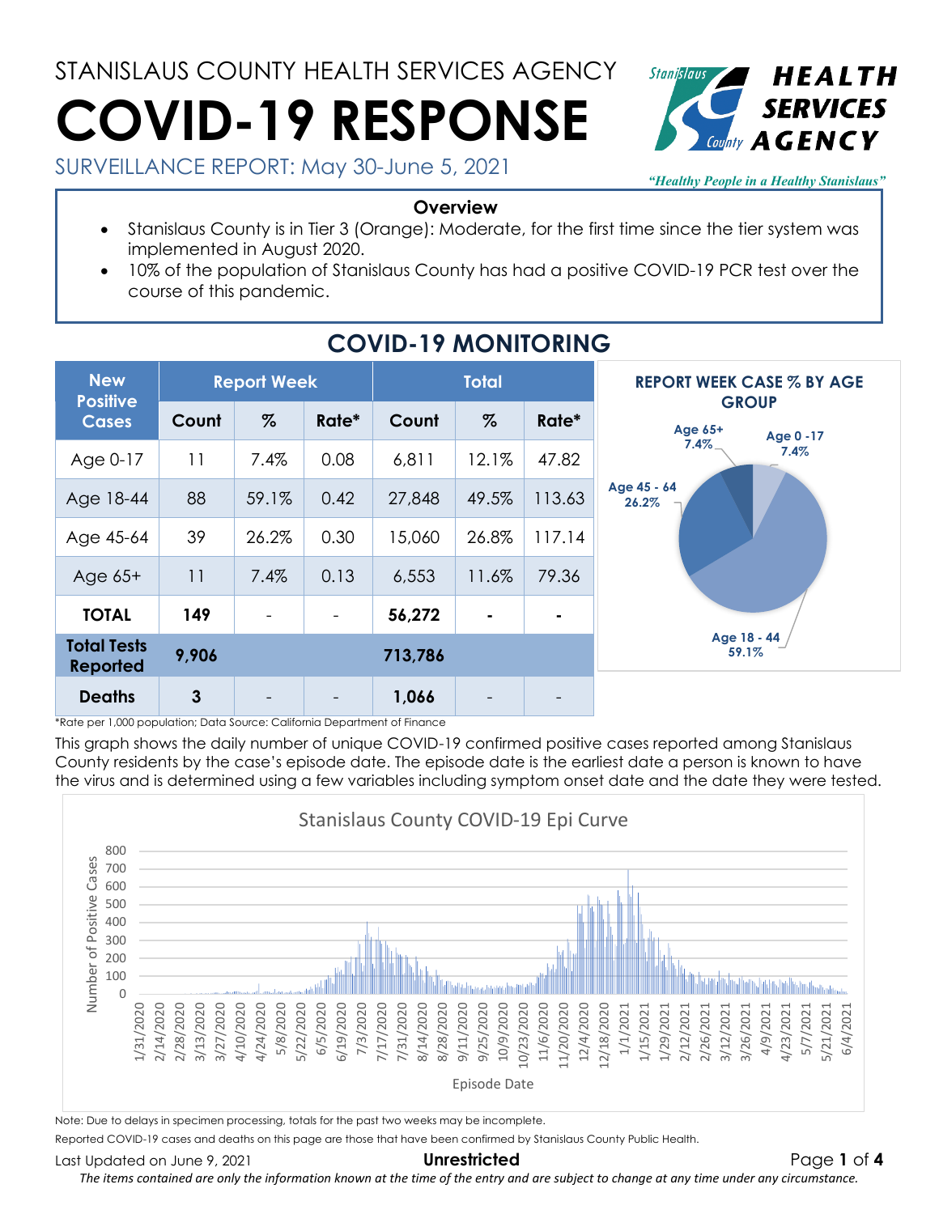STANISLAUS COUNTY HEALTH SERVICES AGENCY

# COVID-19 RESPONSE

SURVEILLANCE REPORT: May 30-June 5, 2021

*"Healthy People in a Healthy Stanislaus"*

**Overview**

- Stanislaus County is in Tier 3 (Orange): Moderate, for the first time since the tier system was implemented in August 2020.
- 10% of the population of Stanislaus County has had a positive COVID-19 PCR test over the course of this pandemic.

## COVID-19 MONITORING

| New Positive Cases | Report Week | | | Total | | |
|---|---|---|---|---|---|---|
| | Count | % | Rate* | Count | % | Rate* |
| Age 0-17 | 11 | 7.4% | 0.08 | 6,811 | 12.1% | 47.82 |
| Age 18-44 | 88 | 59.1% | 0.42 | 27,848 | 49.5% | 113.63 |
| Age 45-64 | 39 | 26.2% | 0.30 | 15,060 | 26.8% | 117.14 |
| Age 65+ | 11 | 7.4% | 0.13 | 6,553 | 11.6% | 79.36 |
| **TOTAL** | **149** | - | - | **56,272** | - | - |
| **Total Tests Reported** | **9,906** | | | **713,786** | | |
| **Deaths** | **3** | - | - | **1,066** | - | - |

*Rate per 1,000 population; Data Source: California Department of Finance

**REPORT WEEK CASE % BY AGE GROUP**

- Age 0-17: 7.4%
- Age 18-44: 59.1%
- Age 45-64: 26.2%
- Age 65+: 7.4%

This graph shows the daily number of unique COVID-19 confirmed positive cases reported among Stanislaus County residents by the case's episode date. The episode date is the earliest date a person is known to have the virus and is determined using a few variables including symptom onset date and the date they were tested.

**Stanislaus County COVID-19 Epi Curve**

Note: Due to delays in specimen processing, totals for the past two weeks may be incomplete.

Reported COVID-19 cases and deaths on this page are those that have been confirmed by Stanislaus County Public Health.

Last Updated on June 9, 2021

**Unrestricted**

*The items contained are only the information known at the time of the entry and are subject to change at any time under any circumstance.*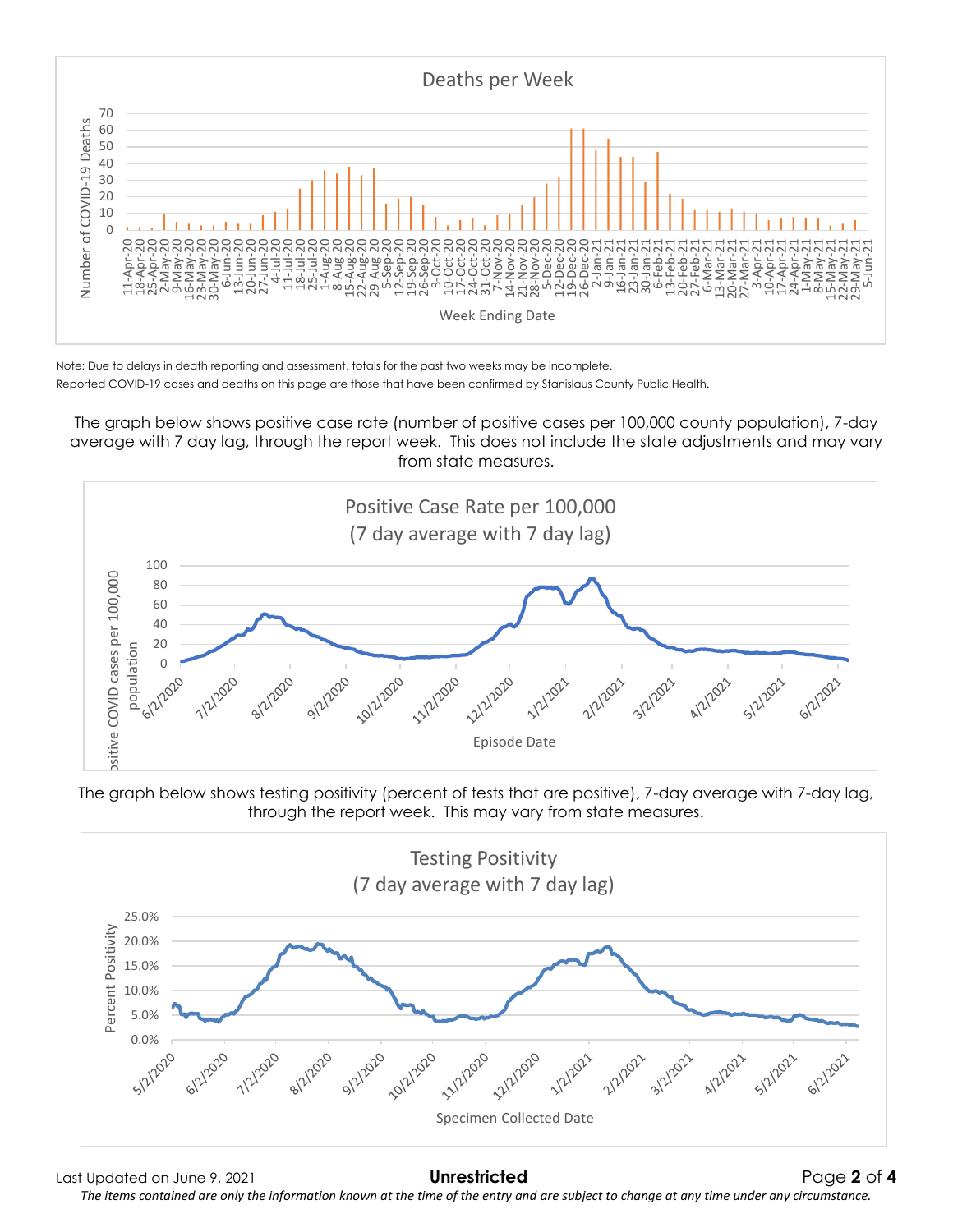Note: Due to delays in death reporting and assessment, totals for the past two weeks may be incomplete.

Reported COVID-19 cases and deaths on this page are those that have been confirmed by Stanislaus County Public Health.

The graph below shows positive case rate (number of positive cases per 100,000 county population), 7-day average with 7 day lag, through the report week. This does not include the state adjustments and may vary from state measures.

The graph below shows testing positivity (percent of tests that are positive), 7-day average with 7-day lag, through the report week. This may vary from state measures.

Last Updated on June 9, 2021

**Unrestricted**

*The items contained are only the information known at the time of the entry and are subject to change at any time under any circumstance.*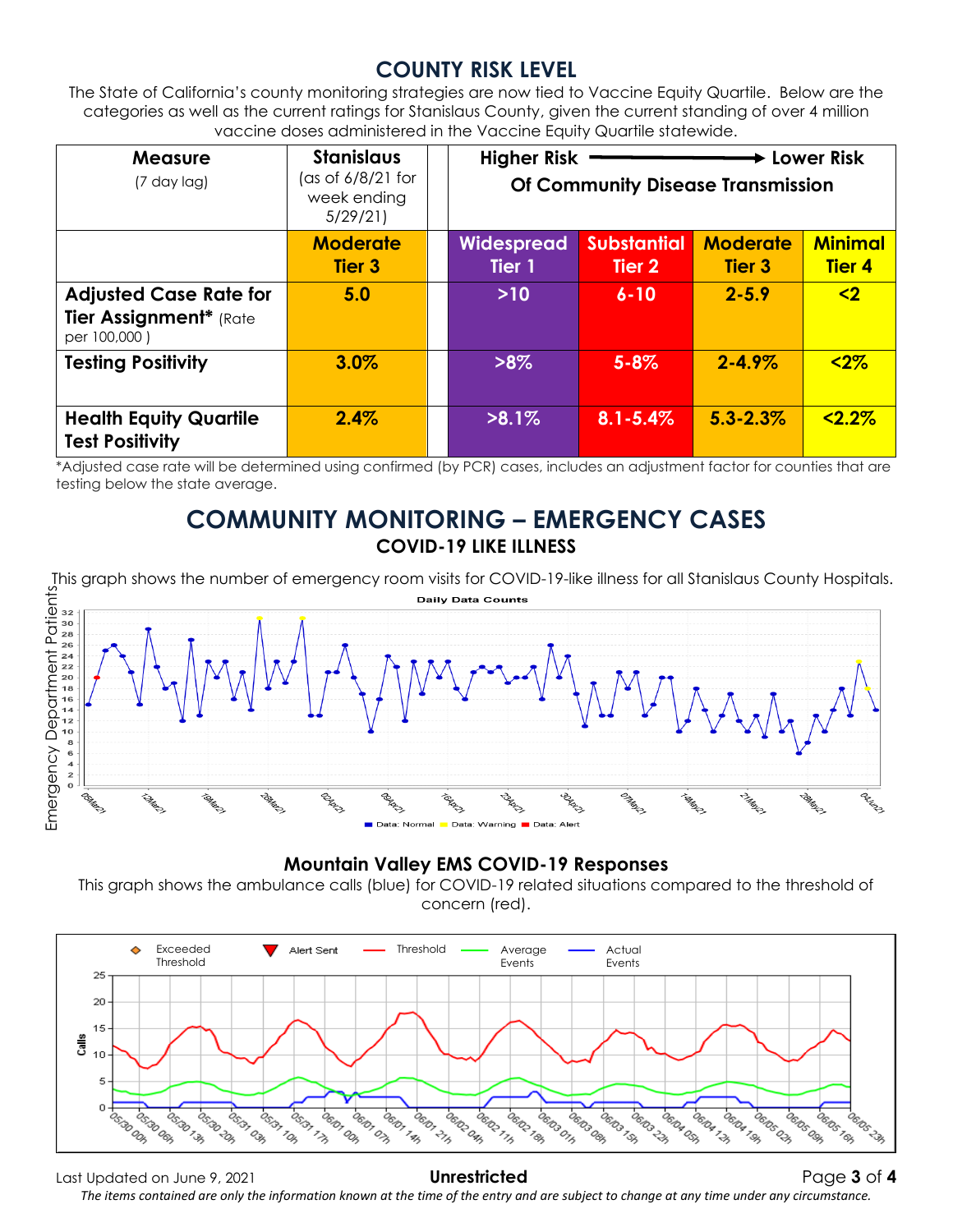## COUNTY RISK LEVEL

The State of California's county monitoring strategies are now tied to Vaccine Equity Quartile. Below are the categories as well as the current ratings for Stanislaus County, given the current standing of over 4 million vaccine doses administered in the Vaccine Equity Quartile statewide.

| Measure (7 day lag) | Stanislaus (as of 6/8/21 for week ending 5/29/21) | | Higher Risk → Lower Risk Of Community Disease Transmission | | | |
|---|---|---|---|---|---|---|
| | **Moderate Tier 3** | | **Widespread Tier 1** | **Substantial Tier 2** | **Moderate Tier 3** | **Minimal Tier 4** |
| **Adjusted Case Rate for Tier Assignment*** (Rate per 100,000 ) | **5.0** | | **>10** | **6-10** | **2-5.9** | **<2** |
| **Testing Positivity** | **3.0%** | | **>8%** | **5-8%** | **2-4.9%** | **<2%** |
| **Health Equity Quartile Test Positivity** | **2.4%** | | **>8.1%** | **8.1-5.4%** | **5.3-2.3%** | **<2.2%** |

*Adjusted case rate will be determined using confirmed (by PCR) cases, includes an adjustment factor for counties that are testing below the state average.

## COMMUNITY MONITORING – EMERGENCY CASES

### COVID-19 LIKE ILLNESS

This graph shows the number of emergency room visits for COVID-19-like illness for all Stanislaus County Hospitals.

### Mountain Valley EMS COVID-19 Responses

This graph shows the ambulance calls (blue) for COVID-19 related situations compared to the threshold of concern (red).

Last Updated on June 9, 2021

**Unrestricted**

*The items contained are only the information known at the time of the entry and are subject to change at any time under any circumstance.*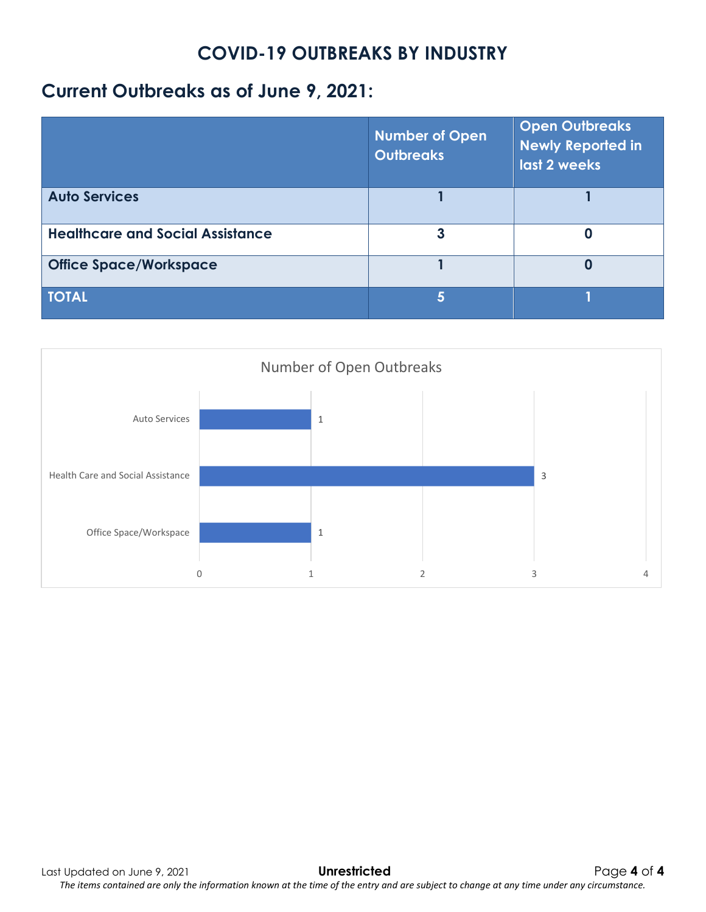# COVID-19 OUTBREAKS BY INDUSTRY

## Current Outbreaks as of June 9, 2021:

| | Number of Open Outbreaks | Open Outbreaks Newly Reported in last 2 weeks |
|---|---|---|
| **Auto Services** | **1** | **1** |
| **Healthcare and Social Assistance** | **3** | **0** |
| **Office Space/Workspace** | **1** | **0** |
| **TOTAL** | **5** | **1** |

Number of Open Outbreaks

Auto Services
1

Health Care and Social Assistance
3

Office Space/Workspace
1

0
1
2
3
4

Last Updated on June 9, 2021

**Unrestricted**

*The items contained are only the information known at the time of the entry and are subject to change at any time under any circumstance.*